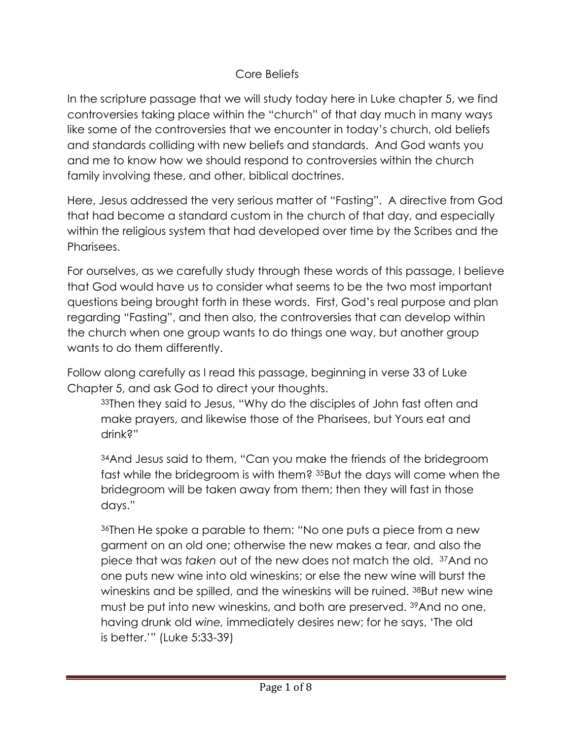# Core Beliefs

In the scripture passage that we will study today here in Luke chapter 5, we find controversies taking place within the "church" of that day much in many ways like some of the controversies that we encounter in today's church, old beliefs and standards colliding with new beliefs and standards. And God wants you and me to know how we should respond to controversies within the church family involving these, and other, biblical doctrines.

Here, Jesus addressed the very serious matter of "Fasting". A directive from God that had become a standard custom in the church of that day, and especially within the religious system that had developed over time by the Scribes and the Pharisees.

For ourselves, as we carefully study through these words of this passage, I believe that God would have us to consider what seems to be the two most important questions being brought forth in these words. First, God's real purpose and plan regarding "Fasting", and then also, the controversies that can develop within the church when one group wants to do things one way, but another group wants to do them differently.

Follow along carefully as I read this passage, beginning in verse 33 of Luke Chapter 5, and ask God to direct your thoughts.

> 33Then they said to Jesus, "Why do the disciples of John fast often and make prayers, and likewise those of the Pharisees, but Yours eat and drink?"
>
> 34And Jesus said to them, "Can you make the friends of the bridegroom fast while the bridegroom is with them? 35But the days will come when the bridegroom will be taken away from them; then they will fast in those days."
>
> 36Then He spoke a parable to them: "No one puts a piece from a new garment on an old one; otherwise the new makes a tear, and also the piece that was *taken* out of the new does not match the old. 37And no one puts new wine into old wineskins; or else the new wine will burst the wineskins and be spilled, and the wineskins will be ruined. 38But new wine must be put into new wineskins, and both are preserved. 39And no one, having drunk old *wine,* immediately desires new; for he says, 'The old is better.'" (Luke 5:33-39)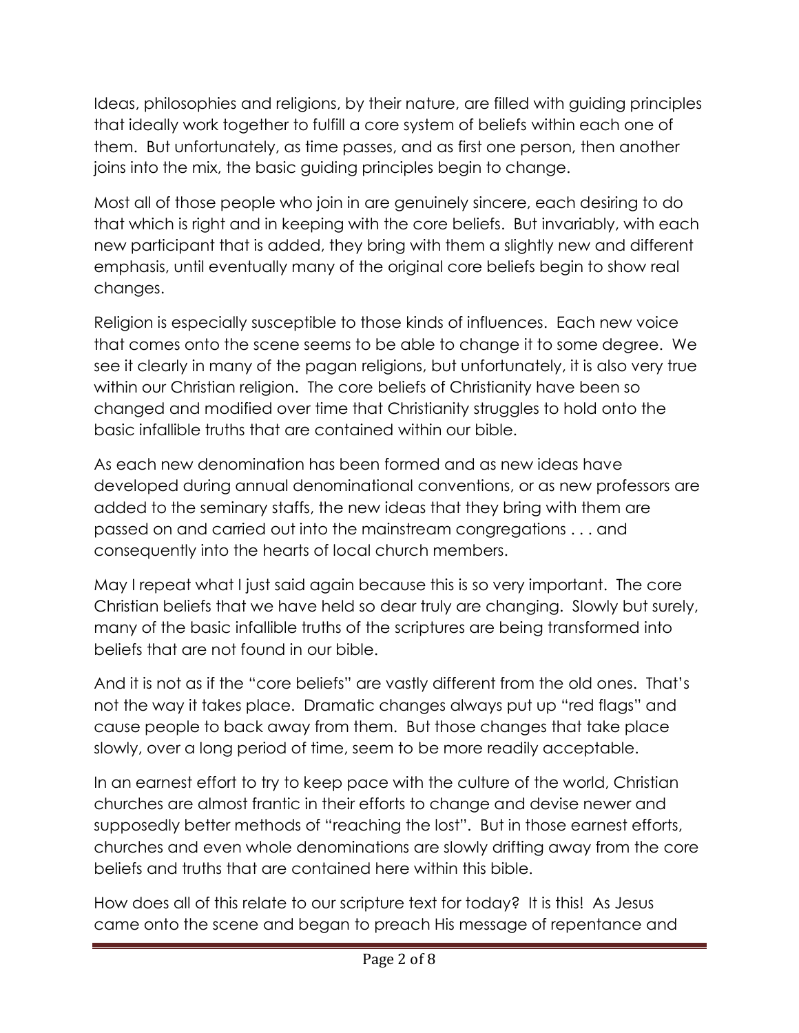Ideas, philosophies and religions, by their nature, are filled with guiding principles that ideally work together to fulfill a core system of beliefs within each one of them. But unfortunately, as time passes, and as first one person, then another joins into the mix, the basic guiding principles begin to change.

Most all of those people who join in are genuinely sincere, each desiring to do that which is right and in keeping with the core beliefs. But invariably, with each new participant that is added, they bring with them a slightly new and different emphasis, until eventually many of the original core beliefs begin to show real changes.

Religion is especially susceptible to those kinds of influences. Each new voice that comes onto the scene seems to be able to change it to some degree. We see it clearly in many of the pagan religions, but unfortunately, it is also very true within our Christian religion. The core beliefs of Christianity have been so changed and modified over time that Christianity struggles to hold onto the basic infallible truths that are contained within our bible.

As each new denomination has been formed and as new ideas have developed during annual denominational conventions, or as new professors are added to the seminary staffs, the new ideas that they bring with them are passed on and carried out into the mainstream congregations . . . and consequently into the hearts of local church members.

May I repeat what I just said again because this is so very important. The core Christian beliefs that we have held so dear truly are changing. Slowly but surely, many of the basic infallible truths of the scriptures are being transformed into beliefs that are not found in our bible.

And it is not as if the "core beliefs" are vastly different from the old ones. That's not the way it takes place. Dramatic changes always put up "red flags" and cause people to back away from them. But those changes that take place slowly, over a long period of time, seem to be more readily acceptable.

In an earnest effort to try to keep pace with the culture of the world, Christian churches are almost frantic in their efforts to change and devise newer and supposedly better methods of "reaching the lost". But in those earnest efforts, churches and even whole denominations are slowly drifting away from the core beliefs and truths that are contained here within this bible.

How does all of this relate to our scripture text for today? It is this! As Jesus came onto the scene and began to preach His message of repentance and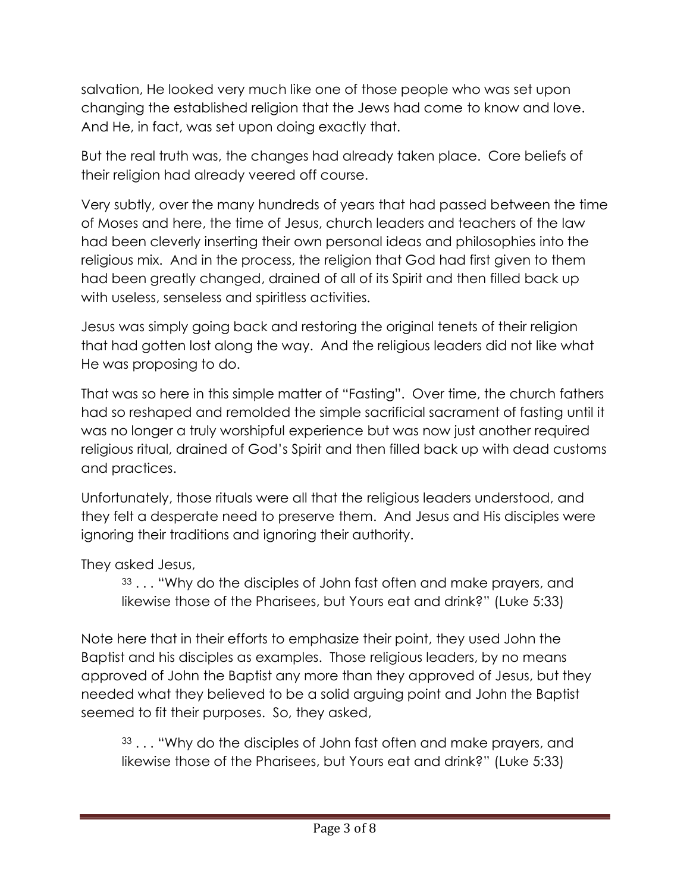salvation, He looked very much like one of those people who was set upon changing the established religion that the Jews had come to know and love. And He, in fact, was set upon doing exactly that.

But the real truth was, the changes had already taken place. Core beliefs of their religion had already veered off course.

Very subtly, over the many hundreds of years that had passed between the time of Moses and here, the time of Jesus, church leaders and teachers of the law had been cleverly inserting their own personal ideas and philosophies into the religious mix. And in the process, the religion that God had first given to them had been greatly changed, drained of all of its Spirit and then filled back up with useless, senseless and spiritless activities.

Jesus was simply going back and restoring the original tenets of their religion that had gotten lost along the way. And the religious leaders did not like what He was proposing to do.

That was so here in this simple matter of "Fasting". Over time, the church fathers had so reshaped and remolded the simple sacrificial sacrament of fasting until it was no longer a truly worshipful experience but was now just another required religious ritual, drained of God's Spirit and then filled back up with dead customs and practices.

Unfortunately, those rituals were all that the religious leaders understood, and they felt a desperate need to preserve them. And Jesus and His disciples were ignoring their traditions and ignoring their authority.

They asked Jesus,

> [33] . . . "Why do the disciples of John fast often and make prayers, and likewise those of the Pharisees, but Yours eat and drink?" (Luke 5:33)

Note here that in their efforts to emphasize their point, they used John the Baptist and his disciples as examples. Those religious leaders, by no means approved of John the Baptist any more than they approved of Jesus, but they needed what they believed to be a solid arguing point and John the Baptist seemed to fit their purposes. So, they asked,

> [33] . . . "Why do the disciples of John fast often and make prayers, and likewise those of the Pharisees, but Yours eat and drink?" (Luke 5:33)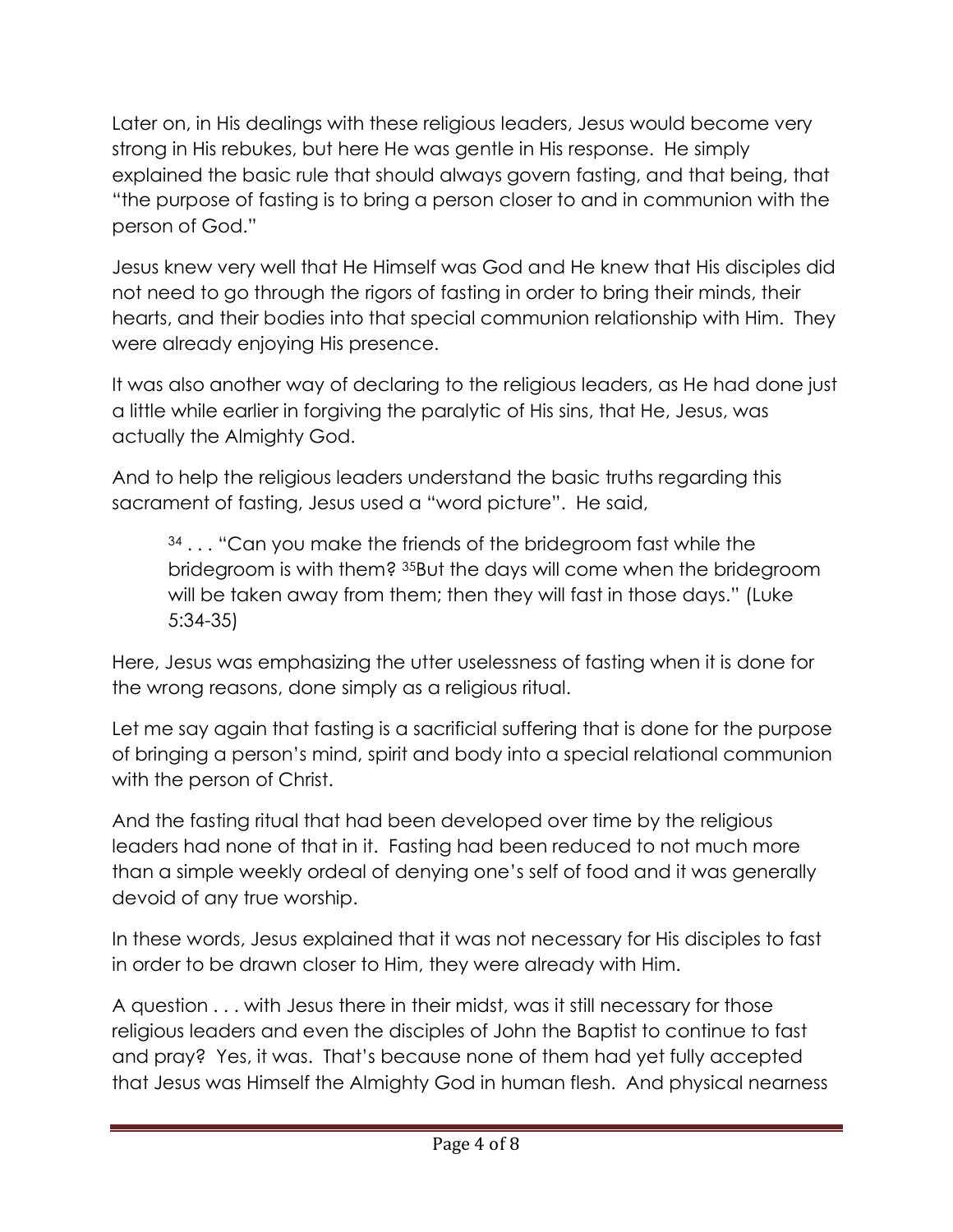Later on, in His dealings with these religious leaders, Jesus would become very strong in His rebukes, but here He was gentle in His response. He simply explained the basic rule that should always govern fasting, and that being, that "the purpose of fasting is to bring a person closer to and in communion with the person of God."

Jesus knew very well that He Himself was God and He knew that His disciples did not need to go through the rigors of fasting in order to bring their minds, their hearts, and their bodies into that special communion relationship with Him. They were already enjoying His presence.

It was also another way of declaring to the religious leaders, as He had done just a little while earlier in forgiving the paralytic of His sins, that He, Jesus, was actually the Almighty God.

And to help the religious leaders understand the basic truths regarding this sacrament of fasting, Jesus used a "word picture". He said,

> [34] . . . "Can you make the friends of the bridegroom fast while the bridegroom is with them? [35]But the days will come when the bridegroom will be taken away from them; then they will fast in those days." (Luke 5:34-35)

Here, Jesus was emphasizing the utter uselessness of fasting when it is done for the wrong reasons, done simply as a religious ritual.

Let me say again that fasting is a sacrificial suffering that is done for the purpose of bringing a person's mind, spirit and body into a special relational communion with the person of Christ.

And the fasting ritual that had been developed over time by the religious leaders had none of that in it. Fasting had been reduced to not much more than a simple weekly ordeal of denying one's self of food and it was generally devoid of any true worship.

In these words, Jesus explained that it was not necessary for His disciples to fast in order to be drawn closer to Him, they were already with Him.

A question . . . with Jesus there in their midst, was it still necessary for those religious leaders and even the disciples of John the Baptist to continue to fast and pray? Yes, it was. That's because none of them had yet fully accepted that Jesus was Himself the Almighty God in human flesh. And physical nearness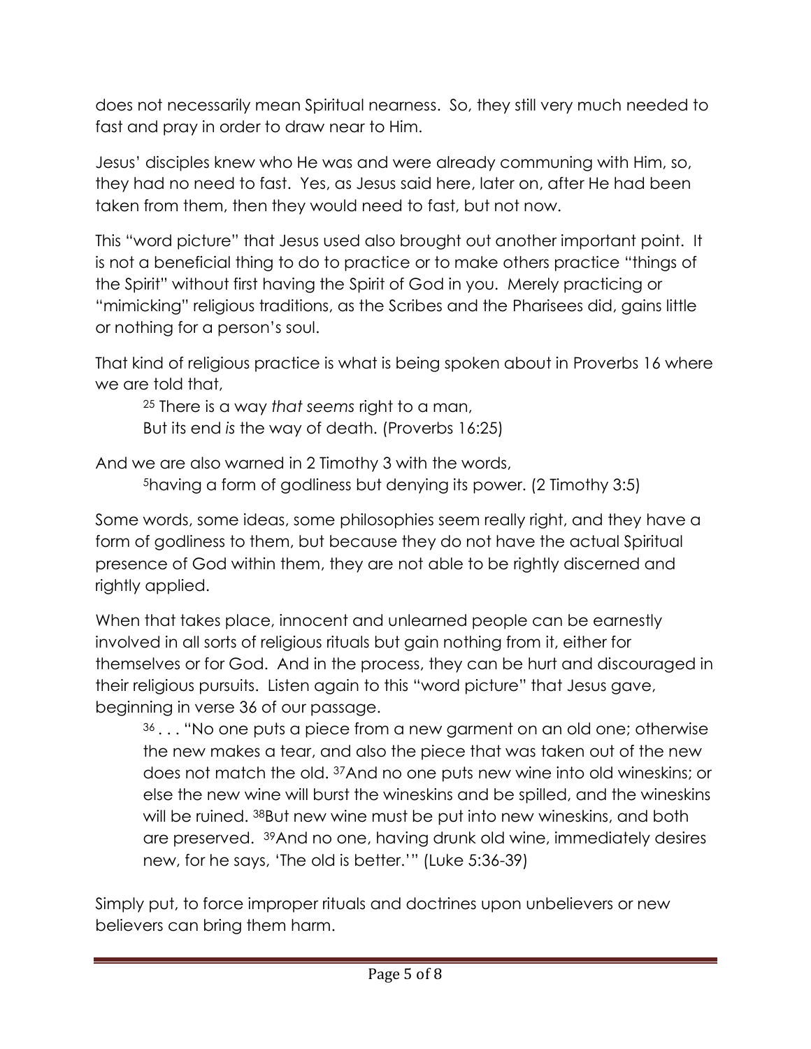does not necessarily mean Spiritual nearness. So, they still very much needed to fast and pray in order to draw near to Him.

Jesus' disciples knew who He was and were already communing with Him, so, they had no need to fast. Yes, as Jesus said here, later on, after He had been taken from them, then they would need to fast, but not now.

This "word picture" that Jesus used also brought out another important point. It is not a beneficial thing to do to practice or to make others practice "things of the Spirit" without first having the Spirit of God in you. Merely practicing or "mimicking" religious traditions, as the Scribes and the Pharisees did, gains little or nothing for a person's soul.

That kind of religious practice is what is being spoken about in Proverbs 16 where we are told that,

> [25] There is a way *that seems* right to a man,
> But its end *is* the way of death. (Proverbs 16:25)

And we are also warned in 2 Timothy 3 with the words,

> [5]having a form of godliness but denying its power. (2 Timothy 3:5)

Some words, some ideas, some philosophies seem really right, and they have a form of godliness to them, but because they do not have the actual Spiritual presence of God within them, they are not able to be rightly discerned and rightly applied.

When that takes place, innocent and unlearned people can be earnestly involved in all sorts of religious rituals but gain nothing from it, either for themselves or for God. And in the process, they can be hurt and discouraged in their religious pursuits. Listen again to this "word picture" that Jesus gave, beginning in verse 36 of our passage.

> [36] . . . "No one puts a piece from a new garment on an old one; otherwise the new makes a tear, and also the piece that was taken out of the new does not match the old. [37]And no one puts new wine into old wineskins; or else the new wine will burst the wineskins and be spilled, and the wineskins will be ruined. [38]But new wine must be put into new wineskins, and both are preserved. [39]And no one, having drunk old wine, immediately desires new, for he says, 'The old is better.'" (Luke 5:36-39)

Simply put, to force improper rituals and doctrines upon unbelievers or new believers can bring them harm.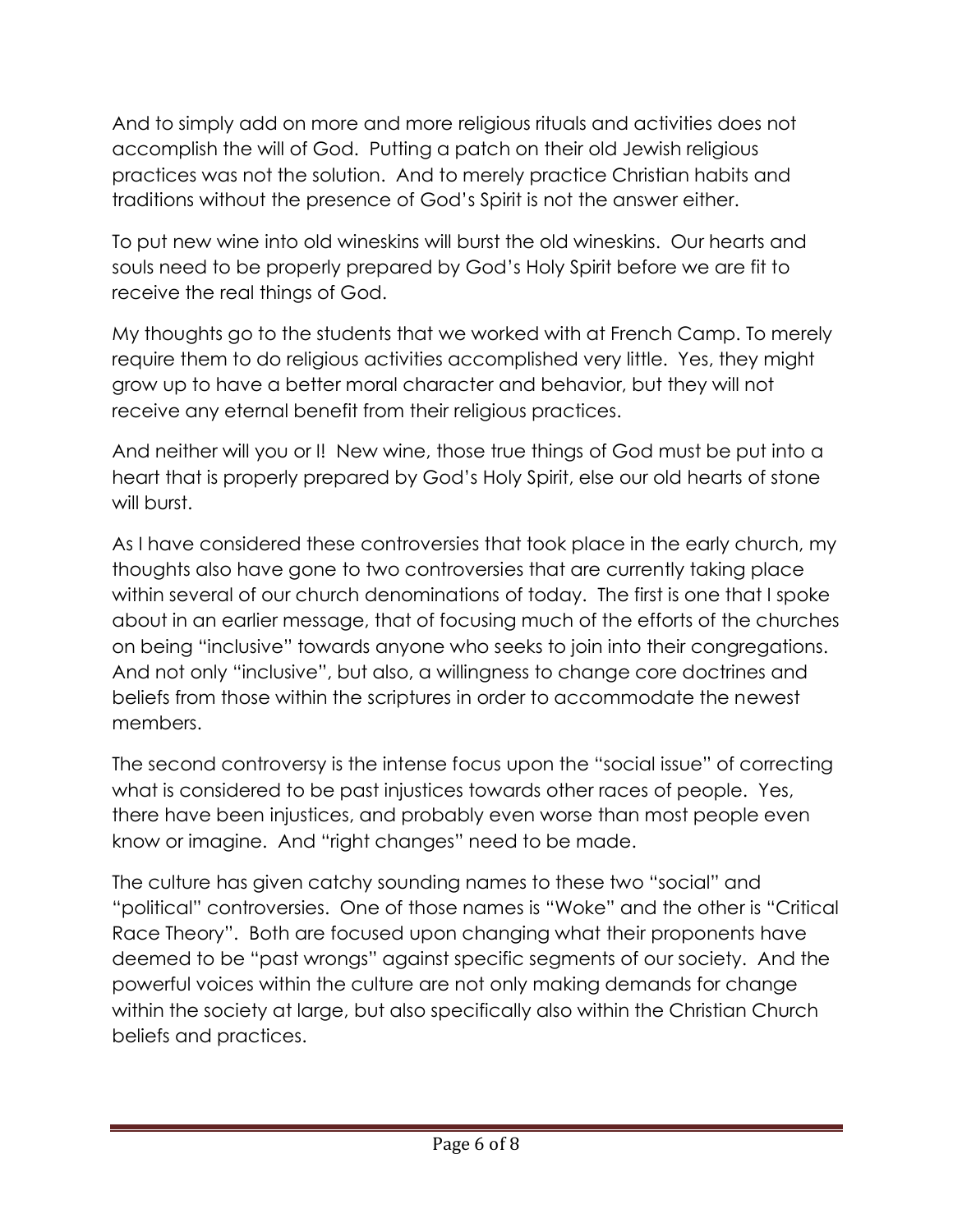And to simply add on more and more religious rituals and activities does not accomplish the will of God. Putting a patch on their old Jewish religious practices was not the solution. And to merely practice Christian habits and traditions without the presence of God's Spirit is not the answer either.

To put new wine into old wineskins will burst the old wineskins. Our hearts and souls need to be properly prepared by God's Holy Spirit before we are fit to receive the real things of God.

My thoughts go to the students that we worked with at French Camp. To merely require them to do religious activities accomplished very little. Yes, they might grow up to have a better moral character and behavior, but they will not receive any eternal benefit from their religious practices.

And neither will you or I! New wine, those true things of God must be put into a heart that is properly prepared by God's Holy Spirit, else our old hearts of stone will burst.

As I have considered these controversies that took place in the early church, my thoughts also have gone to two controversies that are currently taking place within several of our church denominations of today. The first is one that I spoke about in an earlier message, that of focusing much of the efforts of the churches on being "inclusive" towards anyone who seeks to join into their congregations. And not only "inclusive", but also, a willingness to change core doctrines and beliefs from those within the scriptures in order to accommodate the newest members.

The second controversy is the intense focus upon the "social issue" of correcting what is considered to be past injustices towards other races of people. Yes, there have been injustices, and probably even worse than most people even know or imagine. And "right changes" need to be made.

The culture has given catchy sounding names to these two "social" and "political" controversies. One of those names is "Woke" and the other is "Critical Race Theory". Both are focused upon changing what their proponents have deemed to be "past wrongs" against specific segments of our society. And the powerful voices within the culture are not only making demands for change within the society at large, but also specifically also within the Christian Church beliefs and practices.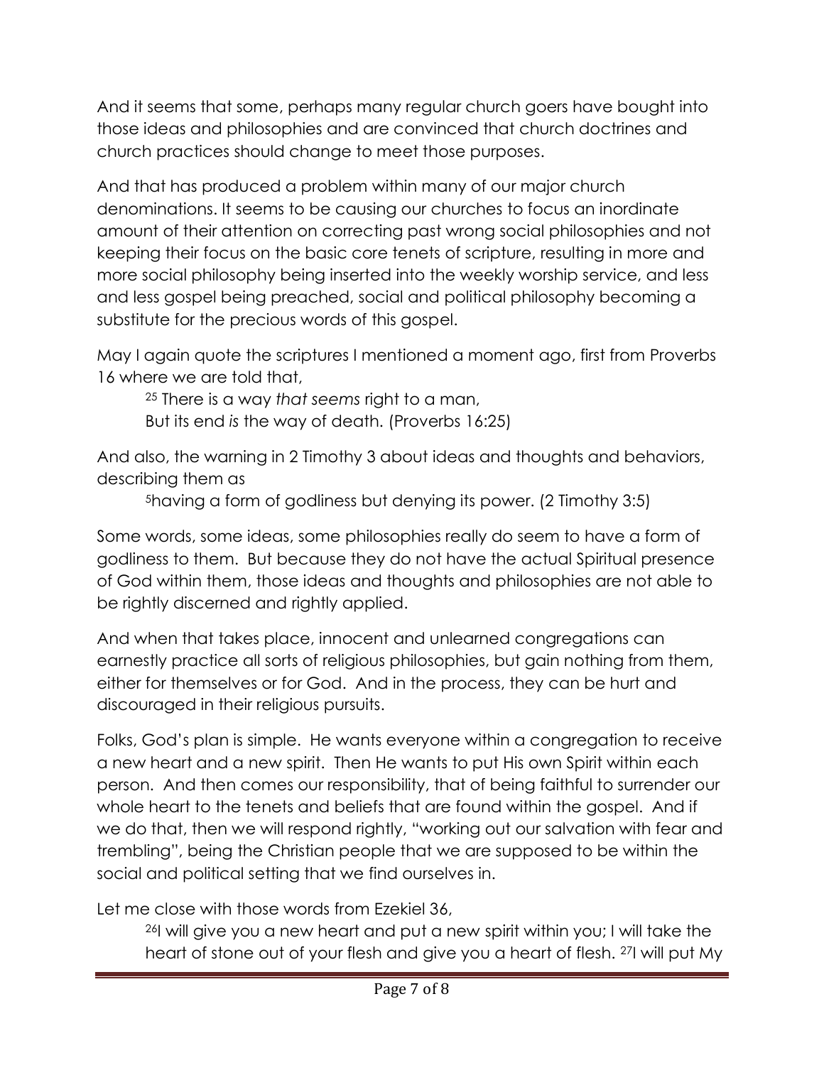And it seems that some, perhaps many regular church goers have bought into those ideas and philosophies and are convinced that church doctrines and church practices should change to meet those purposes.

And that has produced a problem within many of our major church denominations. It seems to be causing our churches to focus an inordinate amount of their attention on correcting past wrong social philosophies and not keeping their focus on the basic core tenets of scripture, resulting in more and more social philosophy being inserted into the weekly worship service, and less and less gospel being preached, social and political philosophy becoming a substitute for the precious words of this gospel.

May I again quote the scriptures I mentioned a moment ago, first from Proverbs 16 where we are told that,

> [25] There is a way *that seems* right to a man,
> But its end *is* the way of death. (Proverbs 16:25)

And also, the warning in 2 Timothy 3 about ideas and thoughts and behaviors, describing them as

> [5]having a form of godliness but denying its power. (2 Timothy 3:5)

Some words, some ideas, some philosophies really do seem to have a form of godliness to them. But because they do not have the actual Spiritual presence of God within them, those ideas and thoughts and philosophies are not able to be rightly discerned and rightly applied.

And when that takes place, innocent and unlearned congregations can earnestly practice all sorts of religious philosophies, but gain nothing from them, either for themselves or for God. And in the process, they can be hurt and discouraged in their religious pursuits.

Folks, God's plan is simple. He wants everyone within a congregation to receive a new heart and a new spirit. Then He wants to put His own Spirit within each person. And then comes our responsibility, that of being faithful to surrender our whole heart to the tenets and beliefs that are found within the gospel. And if we do that, then we will respond rightly, "working out our salvation with fear and trembling", being the Christian people that we are supposed to be within the social and political setting that we find ourselves in.

Let me close with those words from Ezekiel 36,

> [26]I will give you a new heart and put a new spirit within you; I will take the heart of stone out of your flesh and give you a heart of flesh. [27]I will put My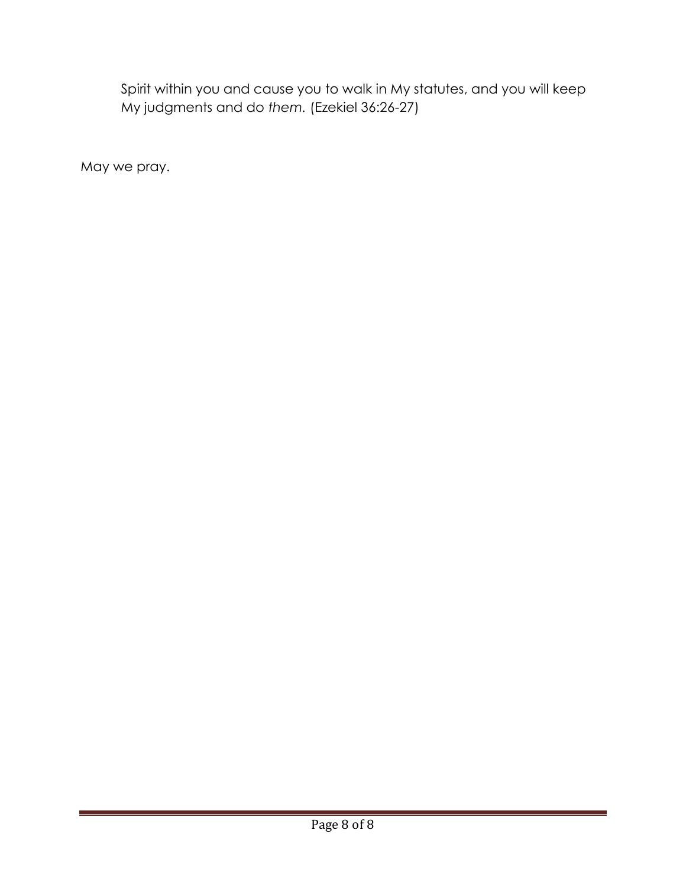> Spirit within you and cause you to walk in My statutes, and you will keep My judgments and do *them.* (Ezekiel 36:26-27)

May we pray.